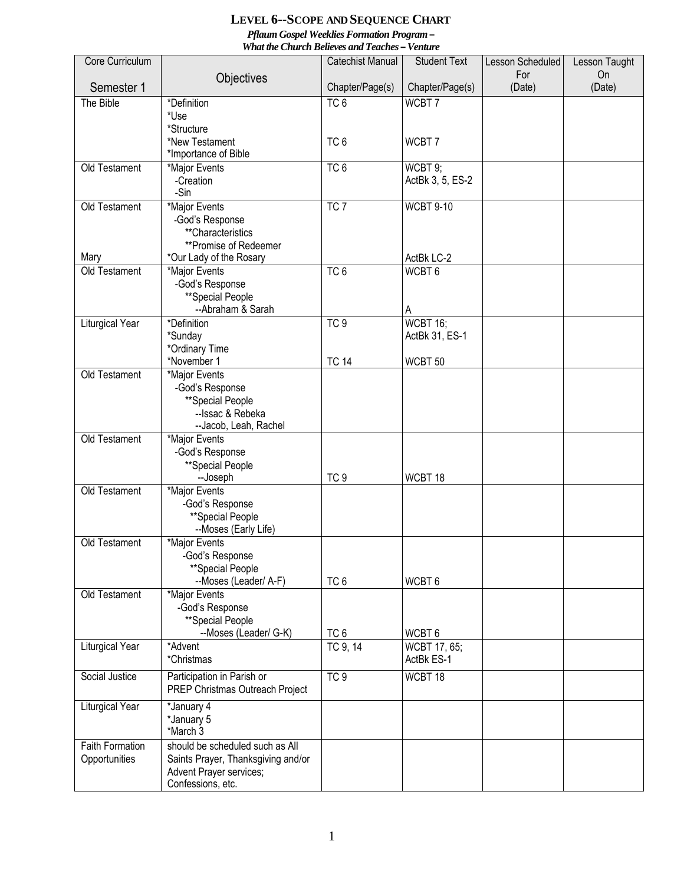# LEVEL 6--SCOPE AND SEQUENCE CHART

***Pflaum Gospel Weeklies Formation Program –***
***What the Church Believes and Teaches – Venture***

| Core Curriculum<br><br>Semester 1 | Objectives | Catechist Manual<br><br>Chapter/Page(s) | Student Text<br><br>Chapter/Page(s) | Lesson Scheduled For (Date) | Lesson Taught On (Date) |
|---|---|---|---|---|---|
| The Bible | *Definition<br>*Use<br>*Structure<br>*New Testament<br>*Importance of Bible | TC 6<br><br><br>TC 6 | WCBT 7<br><br><br>WCBT 7 | | |
| Old Testament | *Major Events<br>-Creation<br>-Sin | TC 6 | WCBT 9;<br>ActBk 3, 5, ES-2 | | |
| Old Testament<br><br><br><br>Mary | *Major Events<br>-God's Response<br>**Characteristics<br>**Promise of Redeemer<br>*Our Lady of the Rosary | TC 7 | WCBT 9-10<br><br><br><br>ActBk LC-2 | | |
| Old Testament | *Major Events<br>-God's Response<br>**Special People<br>--Abraham & Sarah | TC 6 | WCBT 6<br><br><br>A | | |
| Liturgical Year | *Definition<br>*Sunday<br>*Ordinary Time<br>*November 1 | TC 9<br><br><br>TC 14 | WCBT 16;<br>ActBk 31, ES-1<br><br>WCBT 50 | | |
| Old Testament | *Major Events<br>-God's Response<br>**Special People<br>--Issac & Rebeka<br>--Jacob, Leah, Rachel | | | | |
| Old Testament | *Major Events<br>-God's Response<br>**Special People<br>--Joseph | <br><br><br>TC 9 | <br><br><br>WCBT 18 | | |
| Old Testament | *Major Events<br>-God's Response<br>**Special People<br>--Moses (Early Life) | | | | |
| Old Testament | *Major Events<br>-God's Response<br>**Special People<br>--Moses (Leader/ A-F) | <br><br><br>TC 6 | <br><br><br>WCBT 6 | | |
| Old Testament | *Major Events<br>-God's Response<br>**Special People<br>--Moses (Leader/ G-K) | <br><br><br>TC 6 | <br><br><br>WCBT 6 | | |
| Liturgical Year | *Advent<br>*Christmas | TC 9, 14 | WCBT 17, 65;<br>ActBk ES-1 | | |
| Social Justice | Participation in Parish or PREP Christmas Outreach Project | TC 9 | WCBT 18 | | |
| Liturgical Year | *January 4<br>*January 5<br>*March 3 | | | | |
| Faith Formation Opportunities | should be scheduled such as All Saints Prayer, Thanksgiving and/or Advent Prayer services; Confessions, etc. | | | | |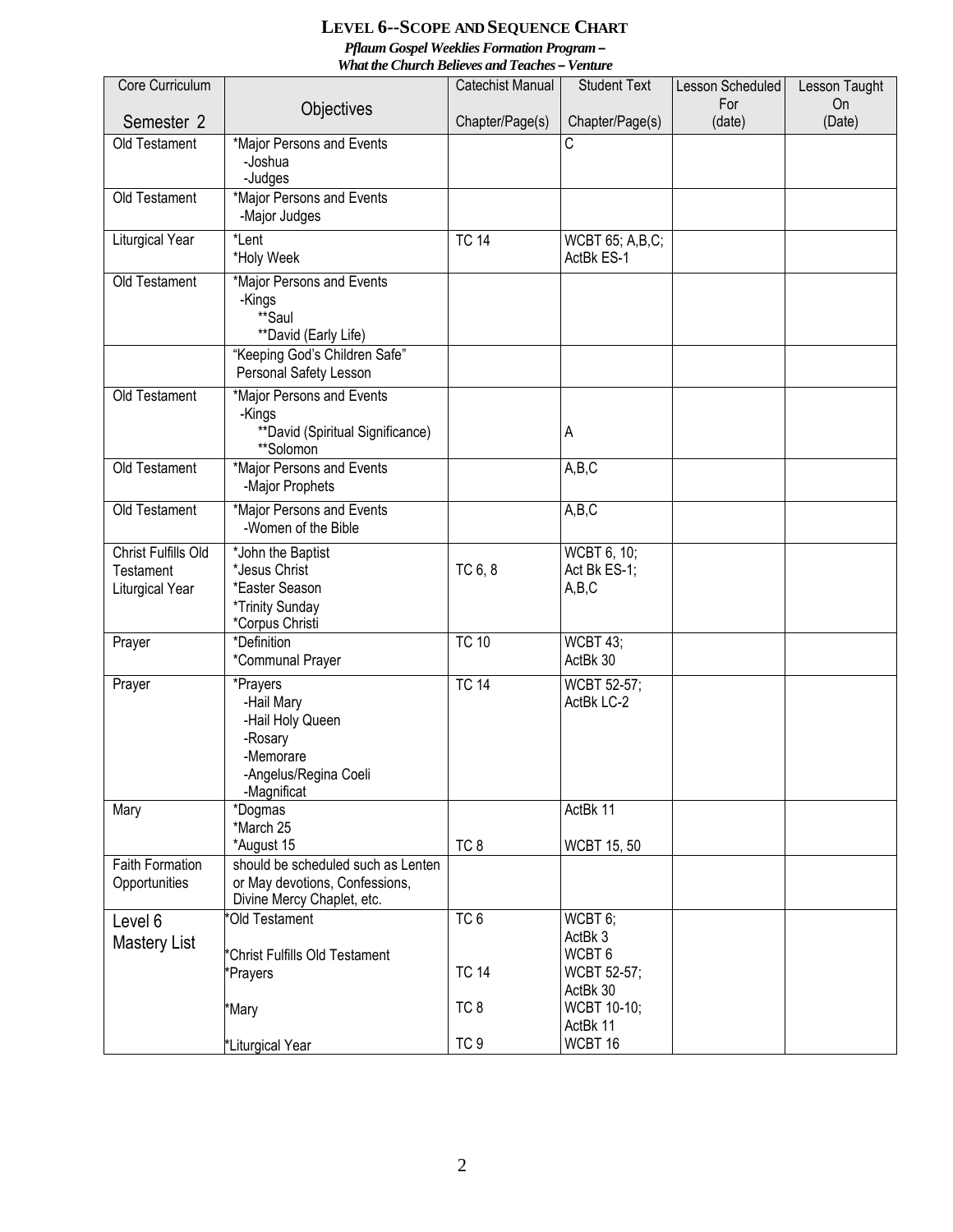# LEVEL 6--SCOPE AND SEQUENCE CHART

***Pflaum Gospel Weeklies Formation Program – What the Church Believes and Teaches – Venture***

| Core Curriculum<br><br>Semester 2 | Objectives | Catechist Manual<br><br>Chapter/Page(s) | Student Text<br><br>Chapter/Page(s) | Lesson Scheduled For (date) | Lesson Taught On (Date) |
|---|---|---|---|---|---|
| Old Testament | *Major Persons and Events<br>-Joshua<br>-Judges | | C | | |
| Old Testament | *Major Persons and Events<br>-Major Judges | | | | |
| Liturgical Year | *Lent<br>*Holy Week | TC 14 | WCBT 65; A,B,C;<br>ActBk ES-1 | | |
| Old Testament | *Major Persons and Events<br>-Kings<br>**Saul<br>**David (Early Life) | | | | |
| | "Keeping God's Children Safe" Personal Safety Lesson | | | | |
| Old Testament | *Major Persons and Events<br>-Kings<br>**David (Spiritual Significance)<br>**Solomon | | A | | |
| Old Testament | *Major Persons and Events<br>-Major Prophets | | A,B,C | | |
| Old Testament | *Major Persons and Events<br>-Women of the Bible | | A,B,C | | |
| Christ Fulfills Old Testament<br>Liturgical Year | *John the Baptist<br>*Jesus Christ<br>*Easter Season<br>*Trinity Sunday<br>*Corpus Christi | TC 6, 8 | WCBT 6, 10;<br>Act Bk ES-1;<br>A,B,C | | |
| Prayer | *Definition<br>*Communal Prayer | TC 10 | WCBT 43;<br>ActBk 30 | | |
| Prayer | *Prayers<br>-Hail Mary<br>-Hail Holy Queen<br>-Rosary<br>-Memorare<br>-Angelus/Regina Coeli<br>-Magnificat | TC 14 | WCBT 52-57;<br>ActBk LC-2 | | |
| Mary | *Dogmas<br>*March 25<br>*August 15 | TC 8 | ActBk 11<br><br>WCBT 15, 50 | | |
| Faith Formation Opportunities | should be scheduled such as Lenten or May devotions, Confessions, Divine Mercy Chaplet, etc. | | | | |
| Level 6<br>Mastery List | *Old Testament<br><br>*Christ Fulfills Old Testament<br>*Prayers<br><br>*Mary<br><br>*Liturgical Year | TC 6<br><br><br>TC 14<br><br>TC 8<br><br>TC 9 | WCBT 6;<br>ActBk 3<br>WCBT 6<br>WCBT 52-57;<br>ActBk 30<br>WCBT 10-10;<br>ActBk 11<br>WCBT 16 | | |